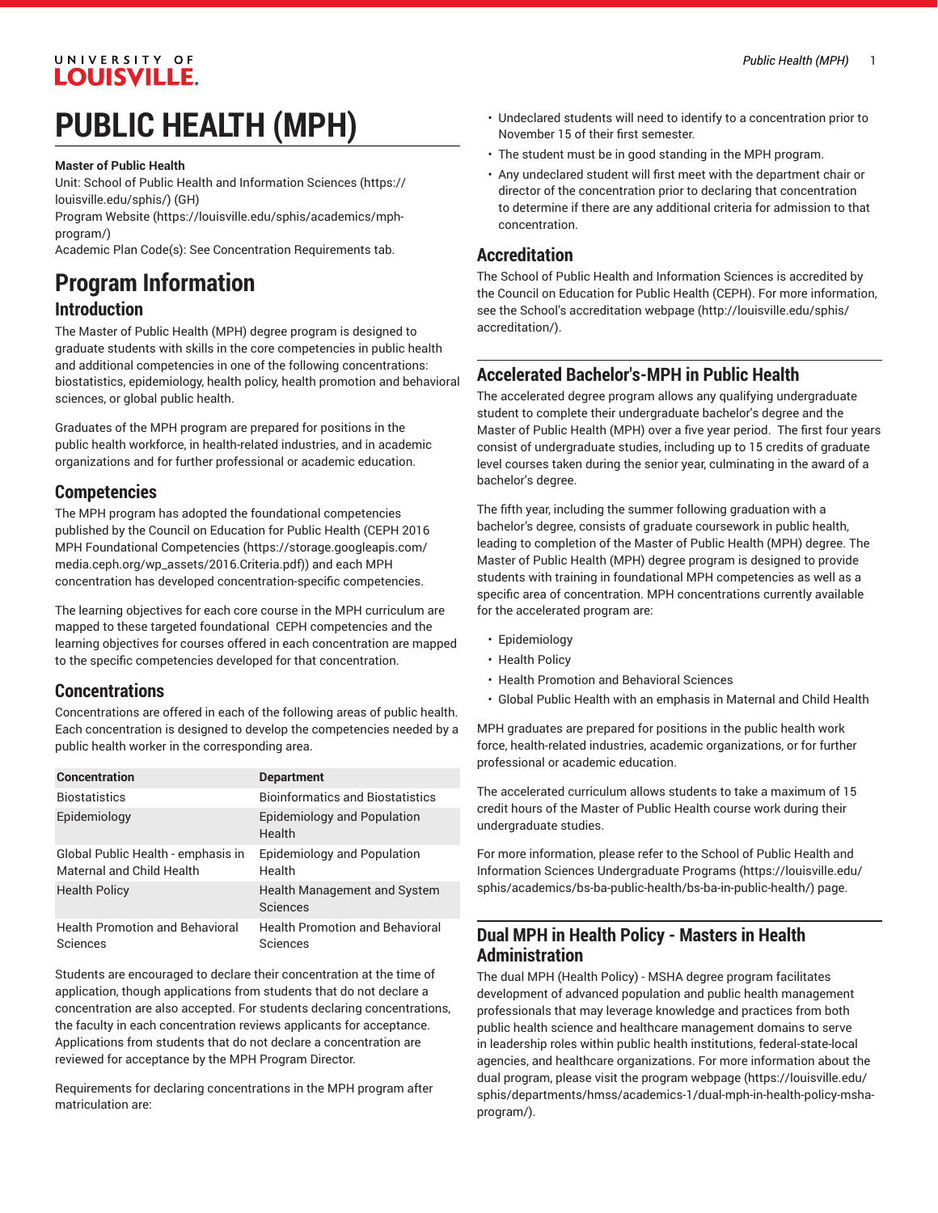# PUBLIC HEALTH (MPH)

**Master of Public Health**

Unit: School of Public Health and Information Sciences (https://louisville.edu/sphis/) (GH)

Program Website (https://louisville.edu/sphis/academics/mph-program/)

Academic Plan Code(s): See Concentration Requirements tab.

## Program Information

### Introduction

The Master of Public Health (MPH) degree program is designed to graduate students with skills in the core competencies in public health and additional competencies in one of the following concentrations: biostatistics, epidemiology, health policy, health promotion and behavioral sciences, or global public health.

Graduates of the MPH program are prepared for positions in the public health workforce, in health-related industries, and in academic organizations and for further professional or academic education.

### Competencies

The MPH program has adopted the foundational competencies published by the Council on Education for Public Health (CEPH 2016 MPH Foundational Competencies (https://storage.googleapis.com/media.ceph.org/wp_assets/2016.Criteria.pdf)) and each MPH concentration has developed concentration-specific competencies.

The learning objectives for each core course in the MPH curriculum are mapped to these targeted foundational CEPH competencies and the learning objectives for courses offered in each concentration are mapped to the specific competencies developed for that concentration.

### Concentrations

Concentrations are offered in each of the following areas of public health. Each concentration is designed to develop the competencies needed by a public health worker in the corresponding area.

| Concentration | Department |
|---|---|
| Biostatistics | Bioinformatics and Biostatistics |
| Epidemiology | Epidemiology and Population Health |
| Global Public Health - emphasis in Maternal and Child Health | Epidemiology and Population Health |
| Health Policy | Health Management and System Sciences |
| Health Promotion and Behavioral Sciences | Health Promotion and Behavioral Sciences |

Students are encouraged to declare their concentration at the time of application, though applications from students that do not declare a concentration are also accepted. For students declaring concentrations, the faculty in each concentration reviews applicants for acceptance. Applications from students that do not declare a concentration are reviewed for acceptance by the MPH Program Director.

Requirements for declaring concentrations in the MPH program after matriculation are:

- Undeclared students will need to identify to a concentration prior to November 15 of their first semester.
- The student must be in good standing in the MPH program.
- Any undeclared student will first meet with the department chair or director of the concentration prior to declaring that concentration to determine if there are any additional criteria for admission to that concentration.

### Accreditation

The School of Public Health and Information Sciences is accredited by the Council on Education for Public Health (CEPH). For more information, see the School's accreditation webpage (http://louisville.edu/sphis/accreditation/).

## Accelerated Bachelor's-MPH in Public Health

The accelerated degree program allows any qualifying undergraduate student to complete their undergraduate bachelor's degree and the Master of Public Health (MPH) over a five year period. The first four years consist of undergraduate studies, including up to 15 credits of graduate level courses taken during the senior year, culminating in the award of a bachelor's degree.

The fifth year, including the summer following graduation with a bachelor's degree, consists of graduate coursework in public health, leading to completion of the Master of Public Health (MPH) degree. The Master of Public Health (MPH) degree program is designed to provide students with training in foundational MPH competencies as well as a specific area of concentration. MPH concentrations currently available for the accelerated program are:

- Epidemiology
- Health Policy
- Health Promotion and Behavioral Sciences
- Global Public Health with an emphasis in Maternal and Child Health

MPH graduates are prepared for positions in the public health work force, health-related industries, academic organizations, or for further professional or academic education.

The accelerated curriculum allows students to take a maximum of 15 credit hours of the Master of Public Health course work during their undergraduate studies.

For more information, please refer to the School of Public Health and Information Sciences Undergraduate Programs (https://louisville.edu/sphis/academics/bs-ba-public-health/bs-ba-in-public-health/) page.

## Dual MPH in Health Policy - Masters in Health Administration

The dual MPH (Health Policy) - MSHA degree program facilitates development of advanced population and public health management professionals that may leverage knowledge and practices from both public health science and healthcare management domains to serve in leadership roles within public health institutions, federal-state-local agencies, and healthcare organizations. For more information about the dual program, please visit the program webpage (https://louisville.edu/sphis/departments/hmss/academics-1/dual-mph-in-health-policy-msha-program/).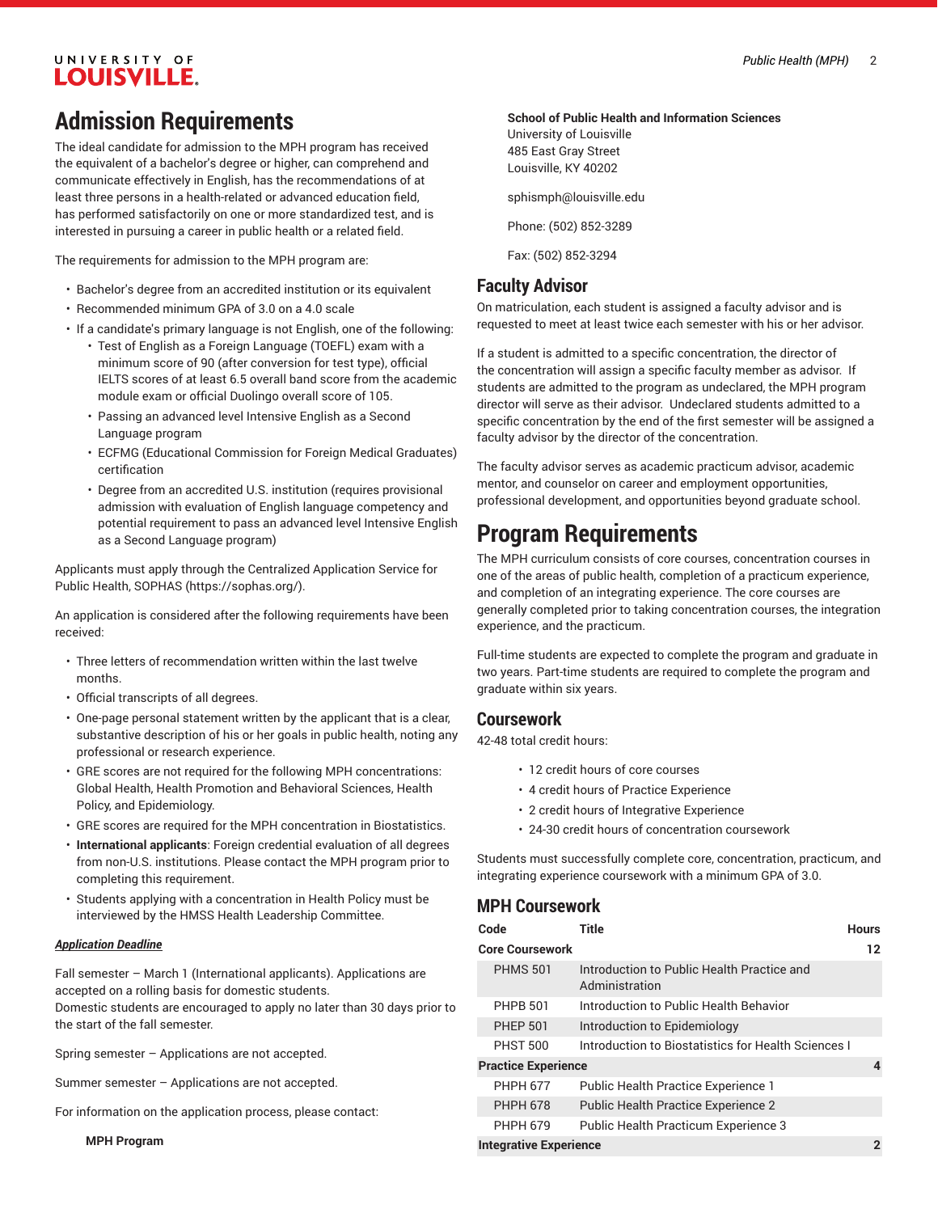# Admission Requirements

The ideal candidate for admission to the MPH program has received the equivalent of a bachelor's degree or higher, can comprehend and communicate effectively in English, has the recommendations of at least three persons in a health-related or advanced education field, has performed satisfactorily on one or more standardized test, and is interested in pursuing a career in public health or a related field.

The requirements for admission to the MPH program are:

- Bachelor's degree from an accredited institution or its equivalent
- Recommended minimum GPA of 3.0 on a 4.0 scale
- If a candidate's primary language is not English, one of the following:
  - Test of English as a Foreign Language (TOEFL) exam with a minimum score of 90 (after conversion for test type), official IELTS scores of at least 6.5 overall band score from the academic module exam or official Duolingo overall score of 105.
  - Passing an advanced level Intensive English as a Second Language program
  - ECFMG (Educational Commission for Foreign Medical Graduates) certification
  - Degree from an accredited U.S. institution (requires provisional admission with evaluation of English language competency and potential requirement to pass an advanced level Intensive English as a Second Language program)

Applicants must apply through the Centralized Application Service for Public Health, SOPHAS (https://sophas.org/).

An application is considered after the following requirements have been received:

- Three letters of recommendation written within the last twelve months.
- Official transcripts of all degrees.
- One-page personal statement written by the applicant that is a clear, substantive description of his or her goals in public health, noting any professional or research experience.
- GRE scores are not required for the following MPH concentrations: Global Health, Health Promotion and Behavioral Sciences, Health Policy, and Epidemiology.
- GRE scores are required for the MPH concentration in Biostatistics.
- **International applicants**: Foreign credential evaluation of all degrees from non-U.S. institutions. Please contact the MPH program prior to completing this requirement.
- Students applying with a concentration in Health Policy must be interviewed by the HMSS Health Leadership Committee.

***Application Deadline***

Fall semester – March 1 (International applicants). Applications are accepted on a rolling basis for domestic students.
Domestic students are encouraged to apply no later than 30 days prior to the start of the fall semester.

Spring semester – Applications are not accepted.

Summer semester – Applications are not accepted.

For information on the application process, please contact:

**MPH Program**

**School of Public Health and Information Sciences**
University of Louisville
485 East Gray Street
Louisville, KY 40202

sphismph@louisville.edu

Phone: (502) 852-3289

Fax: (502) 852-3294

## Faculty Advisor

On matriculation, each student is assigned a faculty advisor and is requested to meet at least twice each semester with his or her advisor.

If a student is admitted to a specific concentration, the director of the concentration will assign a specific faculty member as advisor. If students are admitted to the program as undeclared, the MPH program director will serve as their advisor. Undeclared students admitted to a specific concentration by the end of the first semester will be assigned a faculty advisor by the director of the concentration.

The faculty advisor serves as academic practicum advisor, academic mentor, and counselor on career and employment opportunities, professional development, and opportunities beyond graduate school.

# Program Requirements

The MPH curriculum consists of core courses, concentration courses in one of the areas of public health, completion of a practicum experience, and completion of an integrating experience. The core courses are generally completed prior to taking concentration courses, the integration experience, and the practicum.

Full-time students are expected to complete the program and graduate in two years. Part-time students are required to complete the program and graduate within six years.

## Coursework

42-48 total credit hours:

- 12 credit hours of core courses
- 4 credit hours of Practice Experience
- 2 credit hours of Integrative Experience
- 24-30 credit hours of concentration coursework

Students must successfully complete core, concentration, practicum, and integrating experience coursework with a minimum GPA of 3.0.

## MPH Coursework

| Code | Title | Hours |
|---|---|---|
| **Core Coursework** | | **12** |
| PHMS 501 | Introduction to Public Health Practice and Administration | |
| PHPB 501 | Introduction to Public Health Behavior | |
| PHEP 501 | Introduction to Epidemiology | |
| PHST 500 | Introduction to Biostatistics for Health Sciences I | |
| **Practice Experience** | | **4** |
| PHPH 677 | Public Health Practice Experience 1 | |
| PHPH 678 | Public Health Practice Experience 2 | |
| PHPH 679 | Public Health Practicum Experience 3 | |
| **Integrative Experience** | | **2** |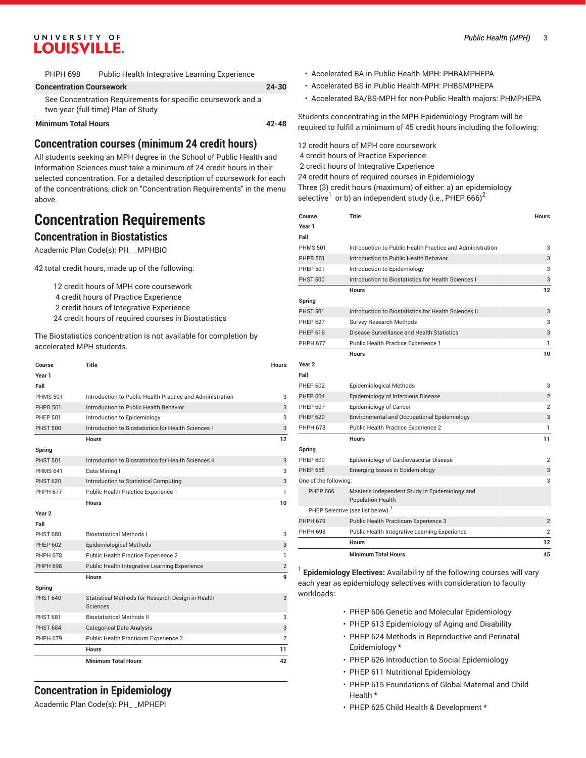| | | |
|---|---|---|
| PHPH 698 | Public Health Integrative Learning Experience | |
| **Concentration Coursework** | | **24-30** |
| See Concentration Requirements for specific coursework and a two-year (full-time) Plan of Study | | |
| **Minimum Total Hours** | | **42-48** |

## Concentration courses (minimum 24 credit hours)

All students seeking an MPH degree in the School of Public Health and Information Sciences must take a minimum of 24 credit hours in their selected concentration. For a detailed description of coursework for each of the concentrations, click on "Concentration Requirements" in the menu above.

# Concentration Requirements

## Concentration in Biostatistics

Academic Plan Code(s): PH_ _MPHBIO

42 total credit hours, made up of the following:

12 credit hours of MPH core coursework
4 credit hours of Practice Experience
2 credit hours of Integrative Experience
24 credit hours of required courses in Biostatistics

The Biostatistics concentration is not available for completion by accelerated MPH students.

| Course | Title | Hours |
|---|---|---|
| **Year 1** | | |
| **Fall** | | |
| PHMS 501 | Introduction to Public Health Practice and Administration | 3 |
| PHPB 501 | Introduction to Public Health Behavior | 3 |
| PHEP 501 | Introduction to Epidemiology | 3 |
| PHST 500 | Introduction to Biostatistics for Health Sciences I | 3 |
| | **Hours** | **12** |
| **Spring** | | |
| PHST 501 | Introduction to Biostatistics for Health Sciences II | 3 |
| PHMS 641 | Data Mining I | 3 |
| PHST 620 | Introduction to Statistical Computing | 3 |
| PHPH 677 | Public Health Practice Experience 1 | 1 |
| | **Hours** | **10** |
| **Year 2** | | |
| **Fall** | | |
| PHST 680 | Biostatistical Methods I | 3 |
| PHEP 602 | Epidemiological Methods | 3 |
| PHPH 678 | Public Health Practice Experience 2 | 1 |
| PHPH 698 | Public Health Integrative Learning Experience | 2 |
| | **Hours** | **9** |
| **Spring** | | |
| PHST 640 | Statistical Methods for Research Design in Health Sciences | 3 |
| PHST 681 | Biostatistical Methods II | 3 |
| PHST 684 | Categorical Data Analysis | 3 |
| PHPH 679 | Public Health Practicum Experience 3 | 2 |
| | **Hours** | **11** |
| | **Minimum Total Hours** | **42** |

## Concentration in Epidemiology

Academic Plan Code(s): PH_ _MPHEPI

- Accelerated BA in Public Health-MPH: PHBAMPHEPA
- Accelerated BS in Public Health-MPH: PHBSMPHEPA
- Accelerated BA/BS-MPH for non-Public Health majors: PHMPHEPA

Students concentrating in the MPH Epidemiology Program will be required to fulfill a minimum of 45 credit hours including the following:

12 credit hours of MPH core coursework
4 credit hours of Practice Experience
2 credit hours of Integrative Experience
24 credit hours of required courses in Epidemiology
Three (3) credit hours (maximum) of either: a) an epidemiology selective[1] or b) an independent study (i.e., PHEP 666)[2]

| Course | Title | Hours |
|---|---|---|
| **Year 1** | | |
| **Fall** | | |
| PHMS 501 | Introduction to Public Health Practice and Administration | 3 |
| PHPB 501 | Introduction to Public Health Behavior | 3 |
| PHEP 501 | Introduction to Epidemiology | 3 |
| PHST 500 | Introduction to Biostatistics for Health Sciences I | 3 |
| | **Hours** | **12** |
| **Spring** | | |
| PHST 501 | Introduction to Biostatistics for Health Sciences II | 3 |
| PHEP 627 | Survey Research Methods | 3 |
| PHEP 616 | Disease Surveillance and Health Statistics | 3 |
| PHPH 677 | Public Health Practice Experience 1 | 1 |
| | **Hours** | **10** |
| **Year 2** | | |
| **Fall** | | |
| PHEP 602 | Epidemiological Methods | 3 |
| PHEP 604 | Epidemiology of Infectious Disease | 2 |
| PHEP 607 | Epidemiology of Cancer | 2 |
| PHEP 620 | Environmental and Occupational Epidemiology | 3 |
| PHPH 678 | Public Health Practice Experience 2 | 1 |
| | **Hours** | **11** |
| **Spring** | | |
| PHEP 609 | Epidemiology of Cardiovascular Disease | 2 |
| PHEP 655 | Emerging Issues in Epidemiology | 3 |
| One of the following: | | 3 |
| PHEP 666 | Master's Independent Study in Epidemiology and Population Health | |
| PHEP Selective (see list below)[1] | | |
| PHPH 679 | Public Health Practicum Experience 3 | 2 |
| PHPH 698 | Public Health Integrative Learning Experience | 2 |
| | **Hours** | **12** |
| | **Minimum Total Hours** | **45** |

[1] **Epidemiology Electives:** Availability of the following courses will vary each year as epidemiology selectives with consideration to faculty workloads:

- PHEP 606 Genetic and Molecular Epidemiology
- PHEP 613 Epidemiology of Aging and Disability
- PHEP 624 Methods in Reproductive and Perinatal Epidemiology *
- PHEP 626 Introduction to Social Epidemiology
- PHEP 611 Nutritional Epidemiology
- PHEP 615 Foundations of Global Maternal and Child Health *
- PHEP 625 Child Health & Development *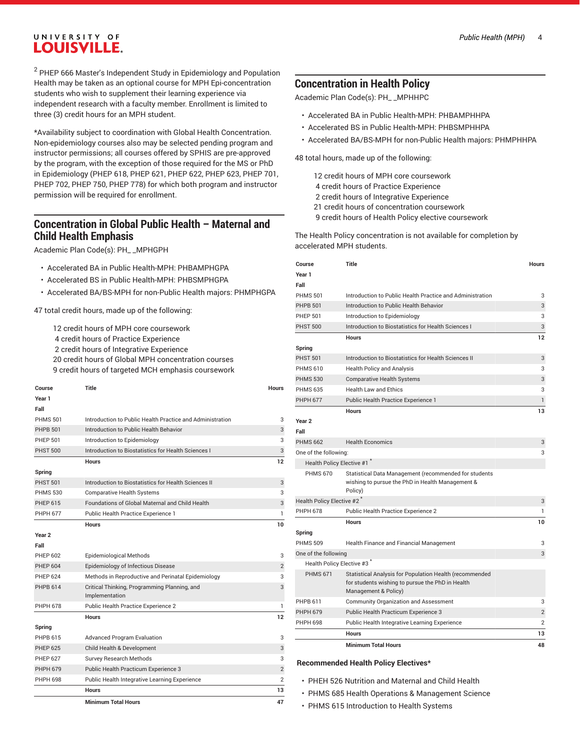[2] PHEP 666 Master's Independent Study in Epidemiology and Population Health may be taken as an optional course for MPH Epi-concentration students who wish to supplement their learning experience via independent research with a faculty member. Enrollment is limited to three (3) credit hours for an MPH student.

*Availability subject to coordination with Global Health Concentration. Non-epidemiology courses also may be selected pending program and instructor permissions; all courses offered by SPHIS are pre-approved by the program, with the exception of those required for the MS or PhD in Epidemiology (PHEP 618, PHEP 621, PHEP 622, PHEP 623, PHEP 701, PHEP 702, PHEP 750, PHEP 778) for which both program and instructor permission will be required for enrollment.

## Concentration in Global Public Health – Maternal and Child Health Emphasis

Academic Plan Code(s): PH_ _MPHGPH

- Accelerated BA in Public Health-MPH: PHBAMPHGPA
- Accelerated BS in Public Health-MPH: PHBSMPHGPA
- Accelerated BA/BS-MPH for non-Public Health majors: PHMPHGPA

47 total credit hours, made up of the following:

12 credit hours of MPH core coursework
4 credit hours of Practice Experience
2 credit hours of Integrative Experience
20 credit hours of Global MPH concentration courses
9 credit hours of targeted MCH emphasis coursework

| Course | Title | Hours |
|---|---|---|
| **Year 1** | | |
| **Fall** | | |
| PHMS 501 | Introduction to Public Health Practice and Administration | 3 |
| PHPB 501 | Introduction to Public Health Behavior | 3 |
| PHEP 501 | Introduction to Epidemiology | 3 |
| PHST 500 | Introduction to Biostatistics for Health Sciences I | 3 |
| | **Hours** | **12** |
| **Spring** | | |
| PHST 501 | Introduction to Biostatistics for Health Sciences II | 3 |
| PHMS 530 | Comparative Health Systems | 3 |
| PHEP 615 | Foundations of Global Maternal and Child Health | 3 |
| PHPH 677 | Public Health Practice Experience 1 | 1 |
| | **Hours** | **10** |
| **Year 2** | | |
| **Fall** | | |
| PHEP 602 | Epidemiological Methods | 3 |
| PHEP 604 | Epidemiology of Infectious Disease | 2 |
| PHEP 624 | Methods in Reproductive and Perinatal Epidemiology | 3 |
| PHPB 614 | Critical Thinking, Programming Planning, and Implementation | 3 |
| PHPH 678 | Public Health Practice Experience 2 | 1 |
| | **Hours** | **12** |
| **Spring** | | |
| PHPB 615 | Advanced Program Evaluation | 3 |
| PHEP 625 | Child Health & Development | 3 |
| PHEP 627 | Survey Research Methods | 3 |
| PHPH 679 | Public Health Practicum Experience 3 | 2 |
| PHPH 698 | Public Health Integrative Learning Experience | 2 |
| | **Hours** | **13** |
| | **Minimum Total Hours** | **47** |

## Concentration in Health Policy

Academic Plan Code(s): PH_ _MPHHPC

- Accelerated BA in Public Health-MPH: PHBAMPHHPA
- Accelerated BS in Public Health-MPH: PHBSMPHHPA
- Accelerated BA/BS-MPH for non-Public Health majors: PHMPHHPA

48 total hours, made up of the following:

12 credit hours of MPH core coursework
4 credit hours of Practice Experience
2 credit hours of Integrative Experience
21 credit hours of concentration coursework
9 credit hours of Health Policy elective coursework

The Health Policy concentration is not available for completion by accelerated MPH students.

| Course | Title | Hours |
|---|---|---|
| **Year 1** | | |
| **Fall** | | |
| PHMS 501 | Introduction to Public Health Practice and Administration | 3 |
| PHPB 501 | Introduction to Public Health Behavior | 3 |
| PHEP 501 | Introduction to Epidemiology | 3 |
| PHST 500 | Introduction to Biostatistics for Health Sciences I | 3 |
| | **Hours** | **12** |
| **Spring** | | |
| PHST 501 | Introduction to Biostatistics for Health Sciences II | 3 |
| PHMS 610 | Health Policy and Analysis | 3 |
| PHMS 530 | Comparative Health Systems | 3 |
| PHMS 635 | Health Law and Ethics | 3 |
| PHPH 677 | Public Health Practice Experience 1 | 1 |
| | **Hours** | **13** |
| **Year 2** | | |
| **Fall** | | |
| PHMS 662 | Health Economics | 3 |
| One of the following: | | 3 |
| Health Policy Elective #1 * | | |
| PHMS 670 | Statistical Data Management (recommended for students wishing to pursue the PhD in Health Management & Policy) | |
| Health Policy Elective #2 * | | 3 |
| PHPH 678 | Public Health Practice Experience 2 | 1 |
| | **Hours** | **10** |
| **Spring** | | |
| PHMS 509 | Health Finance and Financial Management | 3 |
| One of the following | | 3 |
| Health Policy Elective #3 * | | |
| PHMS 671 | Statistical Analysis for Population Health (recommended for students wishing to pursue the PhD in Health Management & Policy) | |
| PHPB 611 | Community Organization and Assessment | 3 |
| PHPH 679 | Public Health Practicum Experience 3 | 2 |
| PHPH 698 | Public Health Integrative Learning Experience | 2 |
| | **Hours** | **13** |
| | **Minimum Total Hours** | **48** |

### Recommended Health Policy Electives*

- PHEH 526 Nutrition and Maternal and Child Health
- PHMS 685 Health Operations & Management Science
- PHMS 615 Introduction to Health Systems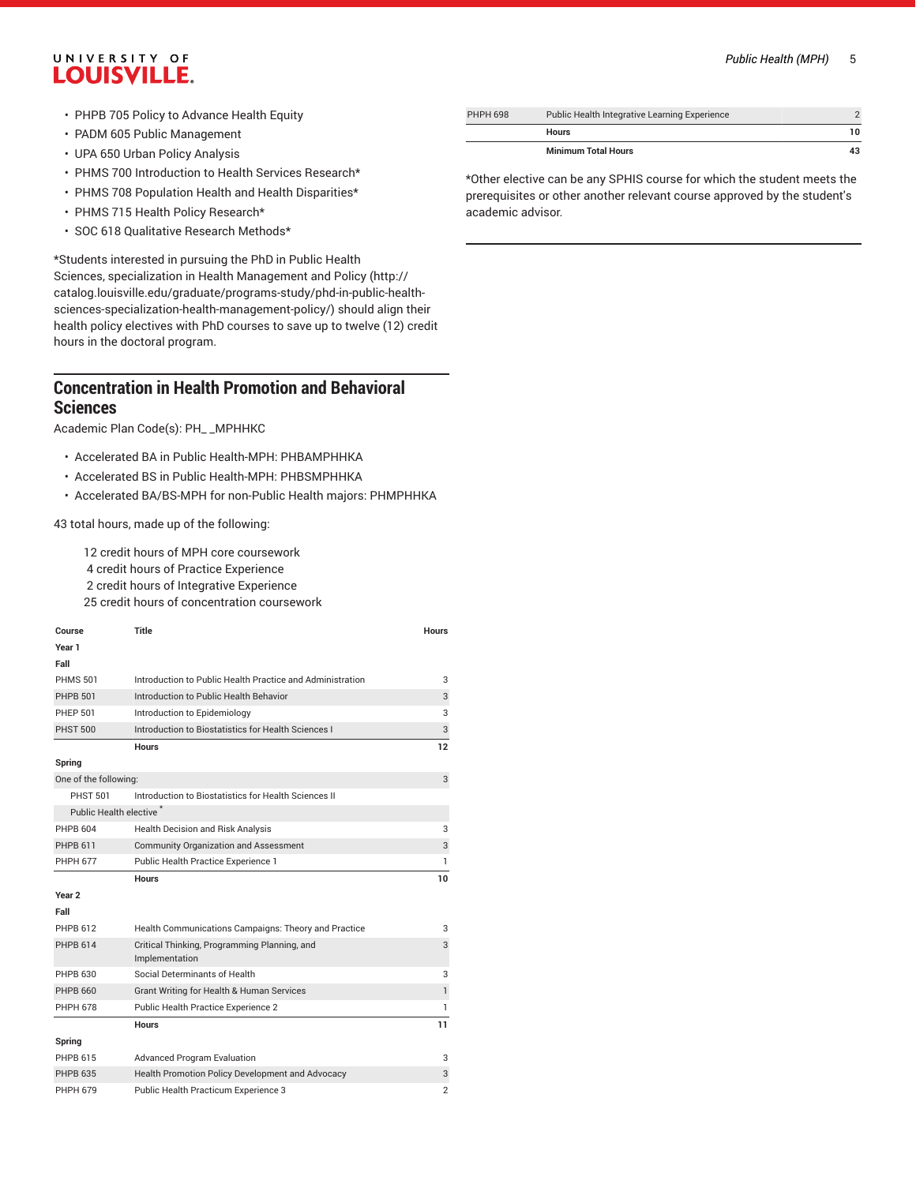- PHPB 705 Policy to Advance Health Equity
- PADM 605 Public Management
- UPA 650 Urban Policy Analysis
- PHMS 700 Introduction to Health Services Research*
- PHMS 708 Population Health and Health Disparities*
- PHMS 715 Health Policy Research*
- SOC 618 Qualitative Research Methods*

*Students interested in pursuing the PhD in Public Health Sciences, specialization in Health Management and Policy (http://catalog.louisville.edu/graduate/programs-study/phd-in-public-health-sciences-specialization-health-management-policy/) should align their health policy electives with PhD courses to save up to twelve (12) credit hours in the doctoral program.

## Concentration in Health Promotion and Behavioral Sciences

Academic Plan Code(s): PH_ _MPHHKC

- Accelerated BA in Public Health-MPH: PHBAMPHHKA
- Accelerated BS in Public Health-MPH: PHBSMPHHKA
- Accelerated BA/BS-MPH for non-Public Health majors: PHMPHHKA

43 total hours, made up of the following:

12 credit hours of MPH core coursework
4 credit hours of Practice Experience
2 credit hours of Integrative Experience
25 credit hours of concentration coursework

| Course | Title | Hours |
|---|---|---|
| **Year 1** | | |
| **Fall** | | |
| PHMS 501 | Introduction to Public Health Practice and Administration | 3 |
| PHPB 501 | Introduction to Public Health Behavior | 3 |
| PHEP 501 | Introduction to Epidemiology | 3 |
| PHST 500 | Introduction to Biostatistics for Health Sciences I | 3 |
| | **Hours** | **12** |
| **Spring** | | |
| One of the following: | | 3 |
| PHST 501 | Introduction to Biostatistics for Health Sciences II | |
| Public Health elective * | | |
| PHPB 604 | Health Decision and Risk Analysis | 3 |
| PHPB 611 | Community Organization and Assessment | 3 |
| PHPH 677 | Public Health Practice Experience 1 | 1 |
| | **Hours** | **10** |
| **Year 2** | | |
| **Fall** | | |
| PHPB 612 | Health Communications Campaigns: Theory and Practice | 3 |
| PHPB 614 | Critical Thinking, Programming Planning, and Implementation | 3 |
| PHPB 630 | Social Determinants of Health | 3 |
| PHPB 660 | Grant Writing for Health & Human Services | 1 |
| PHPH 678 | Public Health Practice Experience 2 | 1 |
| | **Hours** | **11** |
| **Spring** | | |
| PHPB 615 | Advanced Program Evaluation | 3 |
| PHPB 635 | Health Promotion Policy Development and Advocacy | 3 |
| PHPH 679 | Public Health Practicum Experience 3 | 2 |
| PHPH 698 | Public Health Integrative Learning Experience | 2 |
| | **Hours** | **10** |
| | **Minimum Total Hours** | **43** |

*Other elective can be any SPHIS course for which the student meets the prerequisites or other another relevant course approved by the student's academic advisor.